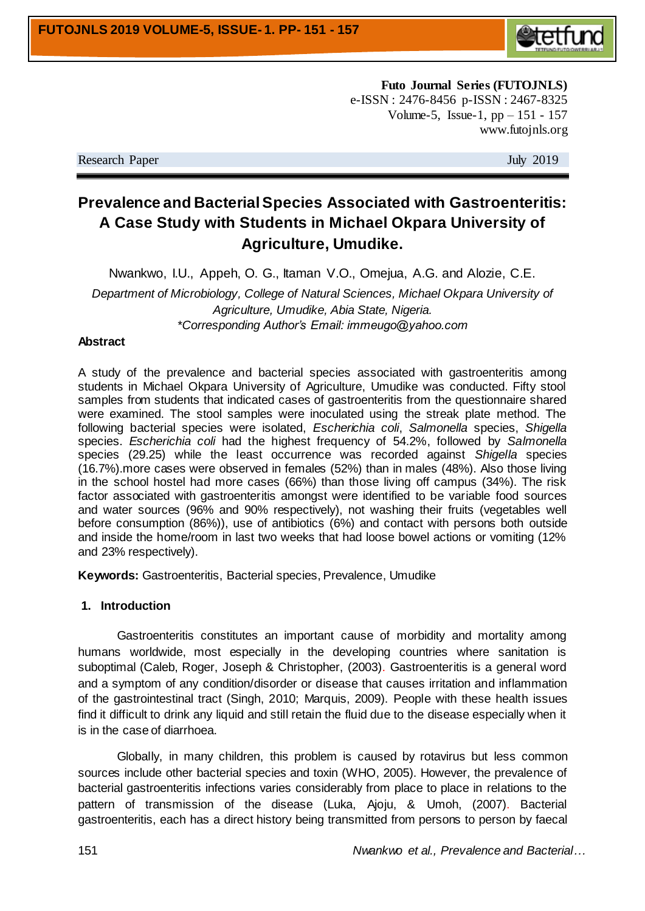**Futo Journal Series (FUTOJNLS)**
e-ISSN : 2476-8456 p-ISSN : 2467-8325
Volume-5, Issue-1, pp – 151 - 157
www.futojnls.org

Research Paper July 2019

# Prevalence and Bacterial Species Associated with Gastroenteritis: A Case Study with Students in Michael Okpara University of Agriculture, Umudike.

Nwankwo, I.U., Appeh, O. G., Itaman V.O., Omejua, A.G. and Alozie, C.E.

*Department of Microbiology, College of Natural Sciences, Michael Okpara University of Agriculture, Umudike, Abia State, Nigeria.*
*\*Corresponding Author's Email: immeugo@yahoo.com*

### Abstract

A study of the prevalence and bacterial species associated with gastroenteritis among students in Michael Okpara University of Agriculture, Umudike was conducted. Fifty stool samples from students that indicated cases of gastroenteritis from the questionnaire shared were examined. The stool samples were inoculated using the streak plate method. The following bacterial species were isolated, *Escherichia coli*, *Salmonella* species, *Shigella* species. *Escherichia coli* had the highest frequency of 54.2%, followed by *Salmonella* species (29.25) while the least occurrence was recorded against *Shigella* species (16.7%).more cases were observed in females (52%) than in males (48%). Also those living in the school hostel had more cases (66%) than those living off campus (34%). The risk factor associated with gastroenteritis amongst were identified to be variable food sources and water sources (96% and 90% respectively), not washing their fruits (vegetables well before consumption (86%)), use of antibiotics (6%) and contact with persons both outside and inside the home/room in last two weeks that had loose bowel actions or vomiting (12% and 23% respectively).

**Keywords:** Gastroenteritis, Bacterial species, Prevalence, Umudike

### 1. Introduction

Gastroenteritis constitutes an important cause of morbidity and mortality among humans worldwide, most especially in the developing countries where sanitation is suboptimal (Caleb, Roger, Joseph & Christopher, (2003). Gastroenteritis is a general word and a symptom of any condition/disorder or disease that causes irritation and inflammation of the gastrointestinal tract (Singh, 2010; Marquis, 2009). People with these health issues find it difficult to drink any liquid and still retain the fluid due to the disease especially when it is in the case of diarrhoea.

Globally, in many children, this problem is caused by rotavirus but less common sources include other bacterial species and toxin (WHO, 2005). However, the prevalence of bacterial gastroenteritis infections varies considerably from place to place in relations to the pattern of transmission of the disease (Luka, Ajoju, & Umoh, (2007). Bacterial gastroenteritis, each has a direct history being transmitted from persons to person by faecal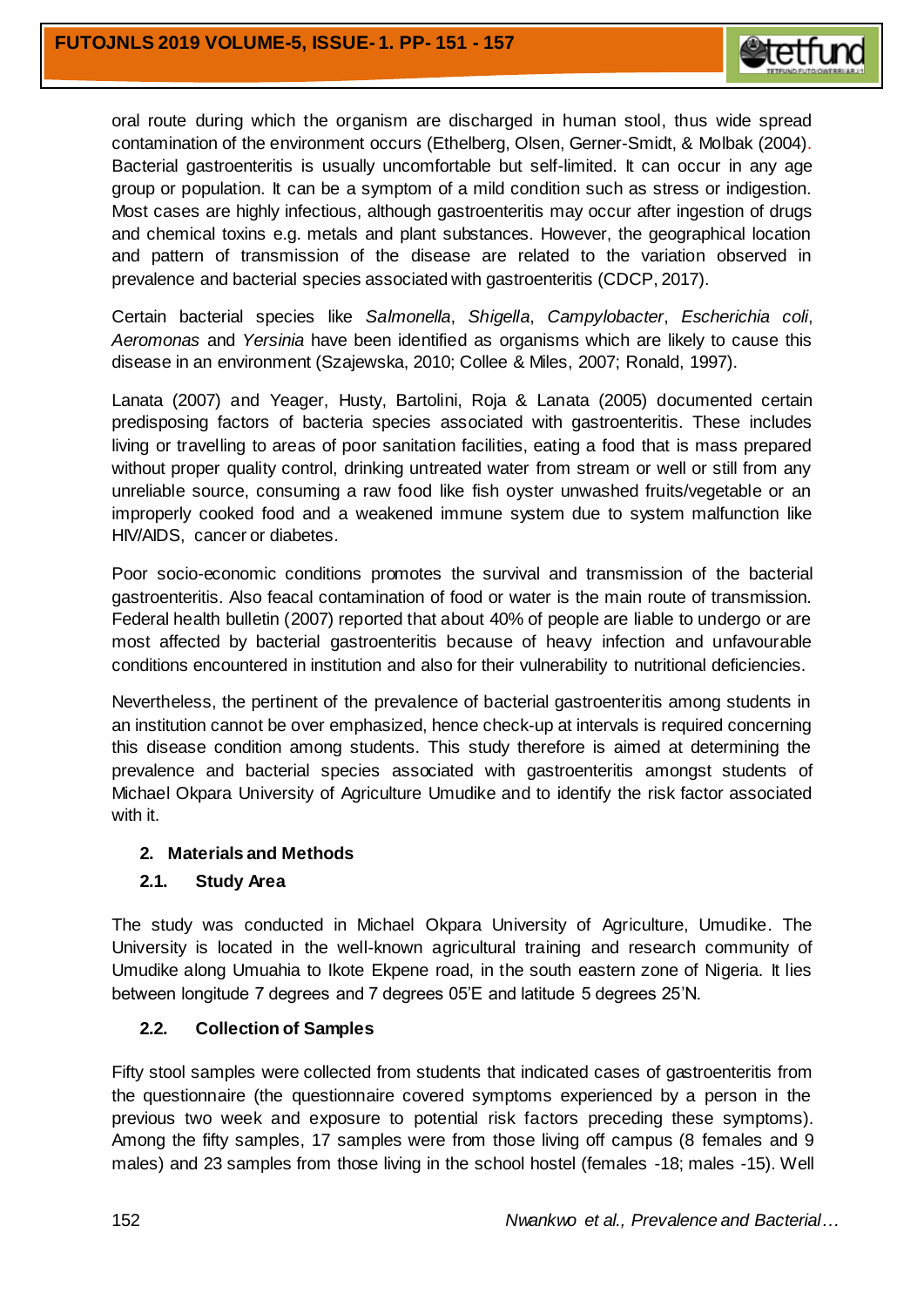oral route during which the organism are discharged in human stool, thus wide spread contamination of the environment occurs (Ethelberg, Olsen, Gerner-Smidt, & Molbak (2004). Bacterial gastroenteritis is usually uncomfortable but self-limited. It can occur in any age group or population. It can be a symptom of a mild condition such as stress or indigestion. Most cases are highly infectious, although gastroenteritis may occur after ingestion of drugs and chemical toxins e.g. metals and plant substances. However, the geographical location and pattern of transmission of the disease are related to the variation observed in prevalence and bacterial species associated with gastroenteritis (CDCP, 2017).

Certain bacterial species like *Salmonella*, *Shigella*, *Campylobacter*, *Escherichia coli*, *Aeromonas* and *Yersinia* have been identified as organisms which are likely to cause this disease in an environment (Szajewska, 2010; Collee & Miles, 2007; Ronald, 1997).

Lanata (2007) and Yeager, Husty, Bartolini, Roja & Lanata (2005) documented certain predisposing factors of bacteria species associated with gastroenteritis. These includes living or travelling to areas of poor sanitation facilities, eating a food that is mass prepared without proper quality control, drinking untreated water from stream or well or still from any unreliable source, consuming a raw food like fish oyster unwashed fruits/vegetable or an improperly cooked food and a weakened immune system due to system malfunction like HIV/AIDS, cancer or diabetes.

Poor socio-economic conditions promotes the survival and transmission of the bacterial gastroenteritis. Also feacal contamination of food or water is the main route of transmission. Federal health bulletin (2007) reported that about 40% of people are liable to undergo or are most affected by bacterial gastroenteritis because of heavy infection and unfavourable conditions encountered in institution and also for their vulnerability to nutritional deficiencies.

Nevertheless, the pertinent of the prevalence of bacterial gastroenteritis among students in an institution cannot be over emphasized, hence check-up at intervals is required concerning this disease condition among students. This study therefore is aimed at determining the prevalence and bacterial species associated with gastroenteritis amongst students of Michael Okpara University of Agriculture Umudike and to identify the risk factor associated with it.

## 2. Materials and Methods

### 2.1. Study Area

The study was conducted in Michael Okpara University of Agriculture, Umudike. The University is located in the well-known agricultural training and research community of Umudike along Umuahia to Ikote Ekpene road, in the south eastern zone of Nigeria. It lies between longitude 7 degrees and 7 degrees 05'E and latitude 5 degrees 25'N.

### 2.2. Collection of Samples

Fifty stool samples were collected from students that indicated cases of gastroenteritis from the questionnaire (the questionnaire covered symptoms experienced by a person in the previous two week and exposure to potential risk factors preceding these symptoms). Among the fifty samples, 17 samples were from those living off campus (8 females and 9 males) and 23 samples from those living in the school hostel (females -18; males -15). Well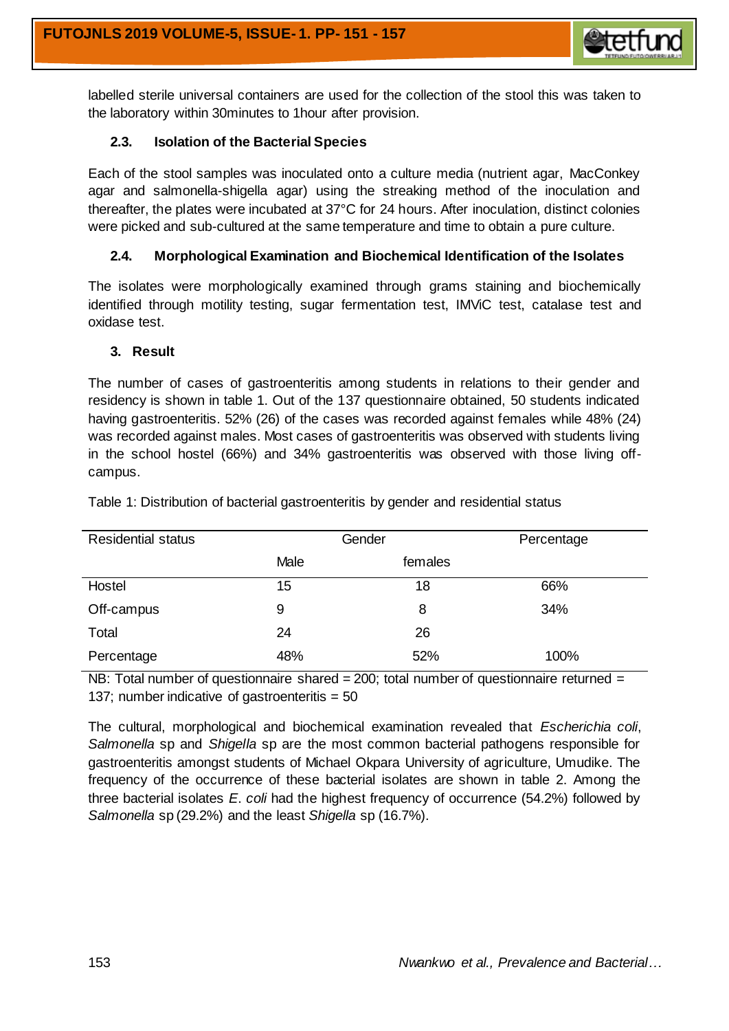labelled sterile universal containers are used for the collection of the stool this was taken to the laboratory within 30minutes to 1hour after provision.

### 2.3. Isolation of the Bacterial Species

Each of the stool samples was inoculated onto a culture media (nutrient agar, MacConkey agar and salmonella-shigella agar) using the streaking method of the inoculation and thereafter, the plates were incubated at 37°C for 24 hours. After inoculation, distinct colonies were picked and sub-cultured at the same temperature and time to obtain a pure culture.

### 2.4. Morphological Examination and Biochemical Identification of the Isolates

The isolates were morphologically examined through grams staining and biochemically identified through motility testing, sugar fermentation test, IMViC test, catalase test and oxidase test.

## 3. Result

The number of cases of gastroenteritis among students in relations to their gender and residency is shown in table 1. Out of the 137 questionnaire obtained, 50 students indicated having gastroenteritis. 52% (26) of the cases was recorded against females while 48% (24) was recorded against males. Most cases of gastroenteritis was observed with students living in the school hostel (66%) and 34% gastroenteritis was observed with those living off-campus.

Table 1: Distribution of bacterial gastroenteritis by gender and residential status

| Residential status | Gender | | Percentage |
|---|---|---|---|
| | Male | females | |
| Hostel | 15 | 18 | 66% |
| Off-campus | 9 | 8 | 34% |
| Total | 24 | 26 | |
| Percentage | 48% | 52% | 100% |

NB: Total number of questionnaire shared = 200; total number of questionnaire returned = 137; number indicative of gastroenteritis = 50

The cultural, morphological and biochemical examination revealed that *Escherichia coli*, *Salmonella* sp and *Shigella* sp are the most common bacterial pathogens responsible for gastroenteritis amongst students of Michael Okpara University of agriculture, Umudike. The frequency of the occurrence of these bacterial isolates are shown in table 2. Among the three bacterial isolates *E. coli* had the highest frequency of occurrence (54.2%) followed by *Salmonella* sp (29.2%) and the least *Shigella* sp (16.7%).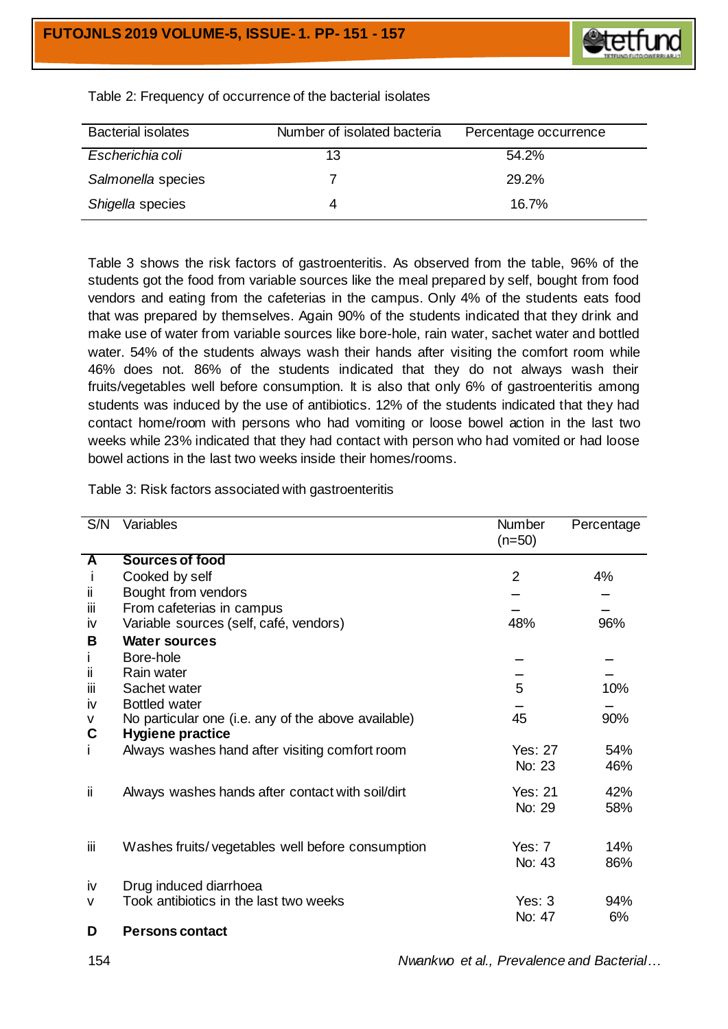Table 2: Frequency of occurrence of the bacterial isolates

| Bacterial isolates | Number of isolated bacteria | Percentage occurrence |
|---|---|---|
| *Escherichia coli* | 13 | 54.2% |
| *Salmonella* species | 7 | 29.2% |
| *Shigella* species | 4 | 16.7% |

Table 3 shows the risk factors of gastroenteritis. As observed from the table, 96% of the students got the food from variable sources like the meal prepared by self, bought from food vendors and eating from the cafeterias in the campus. Only 4% of the students eats food that was prepared by themselves. Again 90% of the students indicated that they drink and make use of water from variable sources like bore-hole, rain water, sachet water and bottled water. 54% of the students always wash their hands after visiting the comfort room while 46% does not. 86% of the students indicated that they do not always wash their fruits/vegetables well before consumption. It is also that only 6% of gastroenteritis among students was induced by the use of antibiotics. 12% of the students indicated that they had contact home/room with persons who had vomiting or loose bowel action in the last two weeks while 23% indicated that they had contact with person who had vomited or had loose bowel actions in the last two weeks inside their homes/rooms.

Table 3: Risk factors associated with gastroenteritis

| S/N | Variables | Number (n=50) | Percentage |
|---|---|---|---|
| **A** | **Sources of food** | | |
| i | Cooked by self | 2 | 4% |
| ii | Bought from vendors | – | – |
| iii | From cafeterias in campus | – | – |
| iv | Variable sources (self, café, vendors) | 48% | 96% |
| **B** | **Water sources** | | |
| i | Bore-hole | – | – |
| ii | Rain water | – | – |
| iii | Sachet water | 5 | 10% |
| iv | Bottled water | – | – |
| v | No particular one (i.e. any of the above available) | 45 | 90% |
| **C** | **Hygiene practice** | | |
| i | Always washes hand after visiting comfort room | Yes: 27<br>No: 23 | 54%<br>46% |
| ii | Always washes hands after contact with soil/dirt | Yes: 21<br>No: 29 | 42%<br>58% |
| iii | Washes fruits/ vegetables well before consumption | Yes: 7<br>No: 43 | 14%<br>86% |
| iv | Drug induced diarrhoea | | |
| v | Took antibiotics in the last two weeks | Yes: 3<br>No: 47 | 94%<br>6% |
| **D** | **Persons contact** | | |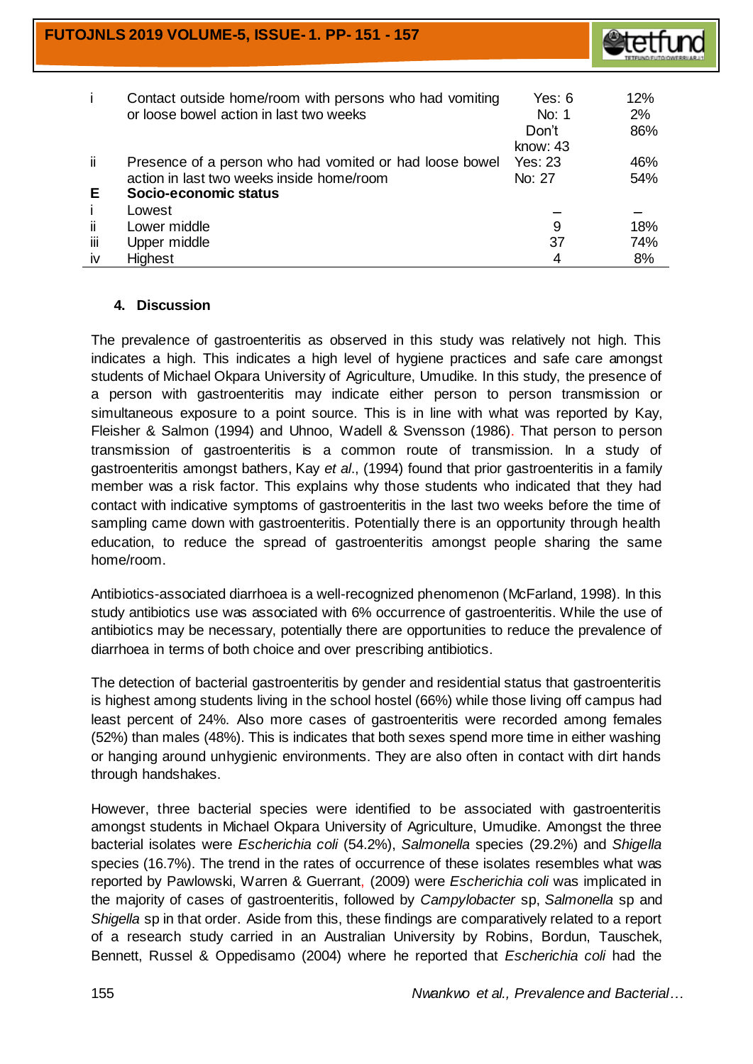| | | | |
|---|---|---|---|
| i | Contact outside home/room with persons who had vomiting or loose bowel action in last two weeks | Yes: 6<br>No: 1<br>Don't know: 43 | 12%<br>2%<br>86% |
| ii | Presence of a person who had vomited or had loose bowel action in last two weeks inside home/room | Yes: 23<br>No: 27 | 46%<br>54% |
| **E** | **Socio-economic status** | | |
| i | Lowest | – | – |
| ii | Lower middle | 9 | 18% |
| iii | Upper middle | 37 | 74% |
| iv | Highest | 4 | 8% |

## 4. Discussion

The prevalence of gastroenteritis as observed in this study was relatively not high. This indicates a high. This indicates a high level of hygiene practices and safe care amongst students of Michael Okpara University of Agriculture, Umudike. In this study, the presence of a person with gastroenteritis may indicate either person to person transmission or simultaneous exposure to a point source. This is in line with what was reported by Kay, Fleisher & Salmon (1994) and Uhnoo, Wadell & Svensson (1986). That person to person transmission of gastroenteritis is a common route of transmission. In a study of gastroenteritis amongst bathers, Kay *et al*., (1994) found that prior gastroenteritis in a family member was a risk factor. This explains why those students who indicated that they had contact with indicative symptoms of gastroenteritis in the last two weeks before the time of sampling came down with gastroenteritis. Potentially there is an opportunity through health education, to reduce the spread of gastroenteritis amongst people sharing the same home/room.

Antibiotics-associated diarrhoea is a well-recognized phenomenon (McFarland, 1998). In this study antibiotics use was associated with 6% occurrence of gastroenteritis. While the use of antibiotics may be necessary, potentially there are opportunities to reduce the prevalence of diarrhoea in terms of both choice and over prescribing antibiotics.

The detection of bacterial gastroenteritis by gender and residential status that gastroenteritis is highest among students living in the school hostel (66%) while those living off campus had least percent of 24%. Also more cases of gastroenteritis were recorded among females (52%) than males (48%). This is indicates that both sexes spend more time in either washing or hanging around unhygienic environments. They are also often in contact with dirt hands through handshakes.

However, three bacterial species were identified to be associated with gastroenteritis amongst students in Michael Okpara University of Agriculture, Umudike. Amongst the three bacterial isolates were *Escherichia coli* (54.2%), *Salmonella* species (29.2%) and *Shigella* species (16.7%). The trend in the rates of occurrence of these isolates resembles what was reported by Pawlowski, Warren & Guerrant, (2009) were *Escherichia coli* was implicated in the majority of cases of gastroenteritis, followed by *Campylobacter* sp, *Salmonella* sp and *Shigella* sp in that order. Aside from this, these findings are comparatively related to a report of a research study carried in an Australian University by Robins, Bordun, Tauschek, Bennett, Russel & Oppedisamo (2004) where he reported that *Escherichia coli* had the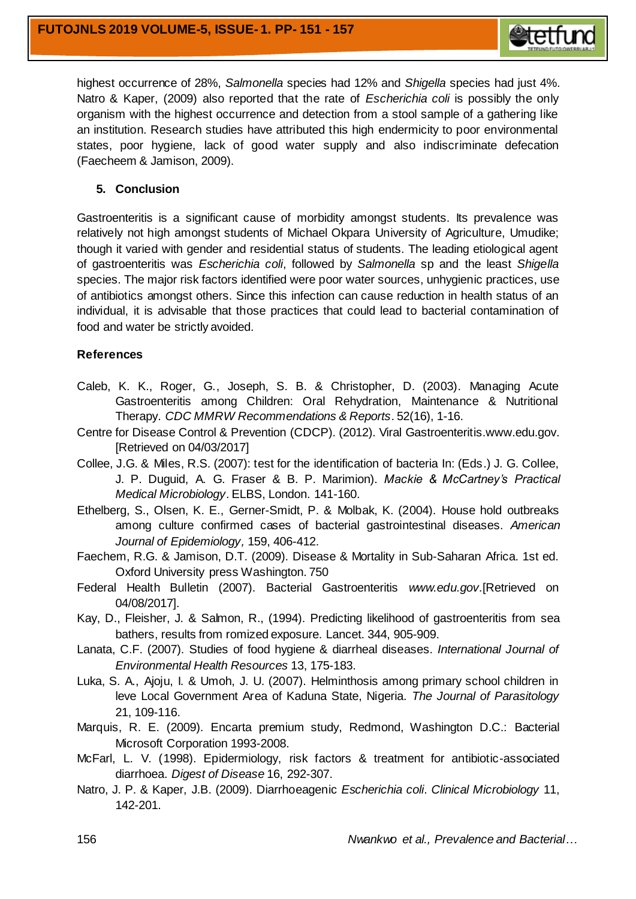highest occurrence of 28%, *Salmonella* species had 12% and *Shigella* species had just 4%. Natro & Kaper, (2009) also reported that the rate of *Escherichia coli* is possibly the only organism with the highest occurrence and detection from a stool sample of a gathering like an institution. Research studies have attributed this high endermicity to poor environmental states, poor hygiene, lack of good water supply and also indiscriminate defecation (Faecheem & Jamison, 2009).

## 5. Conclusion

Gastroenteritis is a significant cause of morbidity amongst students. Its prevalence was relatively not high amongst students of Michael Okpara University of Agriculture, Umudike; though it varied with gender and residential status of students. The leading etiological agent of gastroenteritis was *Escherichia coli*, followed by *Salmonella* sp and the least *Shigella* species. The major risk factors identified were poor water sources, unhygienic practices, use of antibiotics amongst others. Since this infection can cause reduction in health status of an individual, it is advisable that those practices that could lead to bacterial contamination of food and water be strictly avoided.

## References

Caleb, K. K., Roger, G., Joseph, S. B. & Christopher, D. (2003). Managing Acute Gastroenteritis among Children: Oral Rehydration, Maintenance & Nutritional Therapy. *CDC MMRW Recommendations & Reports*. 52(16), 1-16.

Centre for Disease Control & Prevention (CDCP). (2012). Viral Gastroenteritis.www.edu.gov. [Retrieved on 04/03/2017]

Collee, J.G. & Miles, R.S. (2007): test for the identification of bacteria In: (Eds.) J. G. Collee, J. P. Duguid, A. G. Fraser & B. P. Marimion). *Mackie & McCartney's Practical Medical Microbiology*. ELBS, London. 141-160.

Ethelberg, S., Olsen, K. E., Gerner-Smidt, P. & Molbak, K. (2004). House hold outbreaks among culture confirmed cases of bacterial gastrointestinal diseases. *American Journal of Epidemiology*, 159, 406-412.

Faechem, R.G. & Jamison, D.T. (2009). Disease & Mortality in Sub-Saharan Africa. 1st ed. Oxford University press Washington. 750

Federal Health Bulletin (2007). Bacterial Gastroenteritis *www.edu.gov*.[Retrieved on 04/08/2017].

Kay, D., Fleisher, J. & Salmon, R., (1994). Predicting likelihood of gastroenteritis from sea bathers, results from romized exposure. Lancet. 344, 905-909.

Lanata, C.F. (2007). Studies of food hygiene & diarrheal diseases. *International Journal of Environmental Health Resources* 13, 175-183.

Luka, S. A., Ajoju, I. & Umoh, J. U. (2007). Helminthosis among primary school children in leve Local Government Area of Kaduna State, Nigeria. *The Journal of Parasitology* 21, 109-116.

Marquis, R. E. (2009). Encarta premium study, Redmond, Washington D.C.: Bacterial Microsoft Corporation 1993-2008.

McFarl, L. V. (1998). Epidermiology, risk factors & treatment for antibiotic-associated diarrhoea. *Digest of Disease* 16, 292-307.

Natro, J. P. & Kaper, J.B. (2009). Diarrhoeagenic *Escherichia coli*. *Clinical Microbiology* 11, 142-201.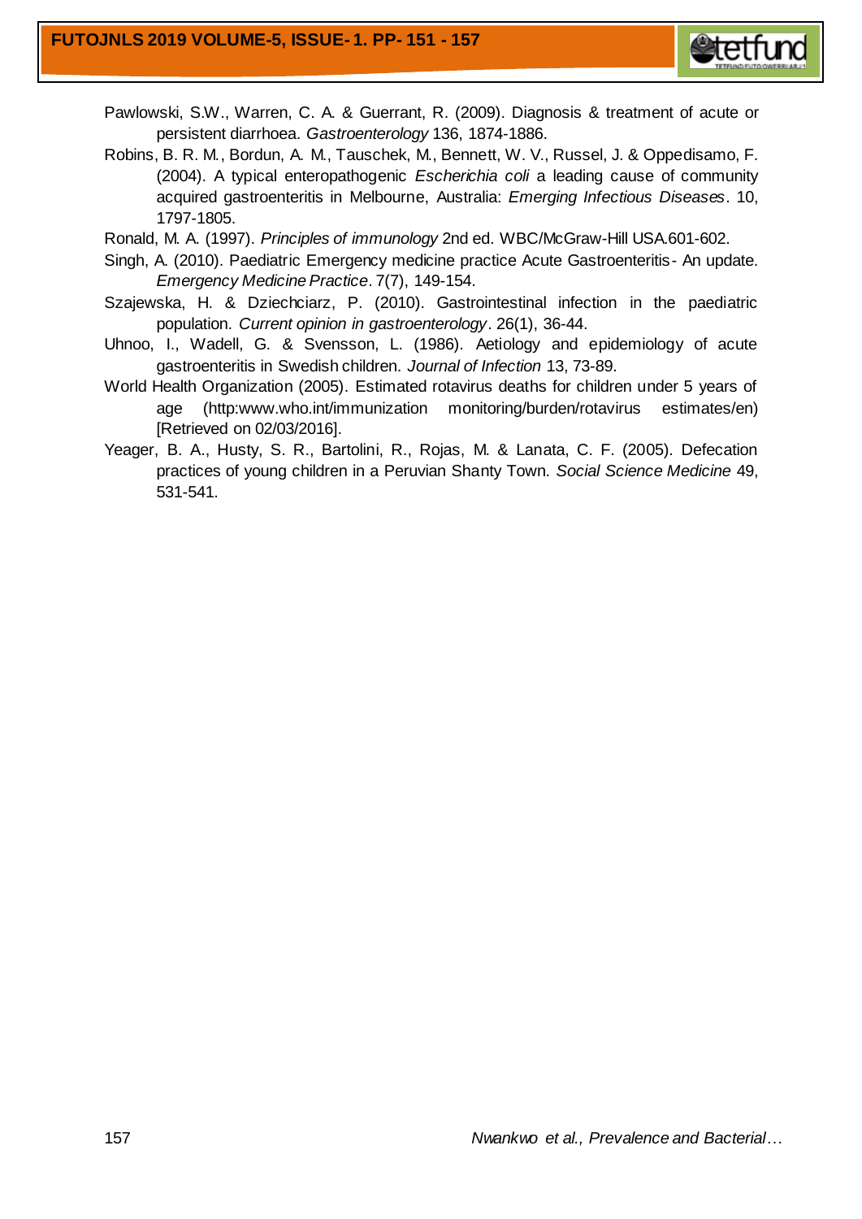Pawlowski, S.W., Warren, C. A. & Guerrant, R. (2009). Diagnosis & treatment of acute or persistent diarrhoea. *Gastroenterology* 136, 1874-1886.

Robins, B. R. M., Bordun, A. M., Tauschek, M., Bennett, W. V., Russel, J. & Oppedisamo, F. (2004). A typical enteropathogenic *Escherichia coli* a leading cause of community acquired gastroenteritis in Melbourne, Australia: *Emerging Infectious Diseases*. 10, 1797-1805.

Ronald, M. A. (1997). *Principles of immunology* 2nd ed. WBC/McGraw-Hill USA.601-602.

Singh, A. (2010). Paediatric Emergency medicine practice Acute Gastroenteritis- An update. *Emergency Medicine Practice*. 7(7), 149-154.

Szajewska, H. & Dziechciarz, P. (2010). Gastrointestinal infection in the paediatric population. *Current opinion in gastroenterology*. 26(1), 36-44.

Uhnoo, I., Wadell, G. & Svensson, L. (1986). Aetiology and epidemiology of acute gastroenteritis in Swedish children. *Journal of Infection* 13, 73-89.

World Health Organization (2005). Estimated rotavirus deaths for children under 5 years of age (http:www.who.int/immunization monitoring/burden/rotavirus estimates/en) [Retrieved on 02/03/2016].

Yeager, B. A., Husty, S. R., Bartolini, R., Rojas, M. & Lanata, C. F. (2005). Defecation practices of young children in a Peruvian Shanty Town. *Social Science Medicine* 49, 531-541.